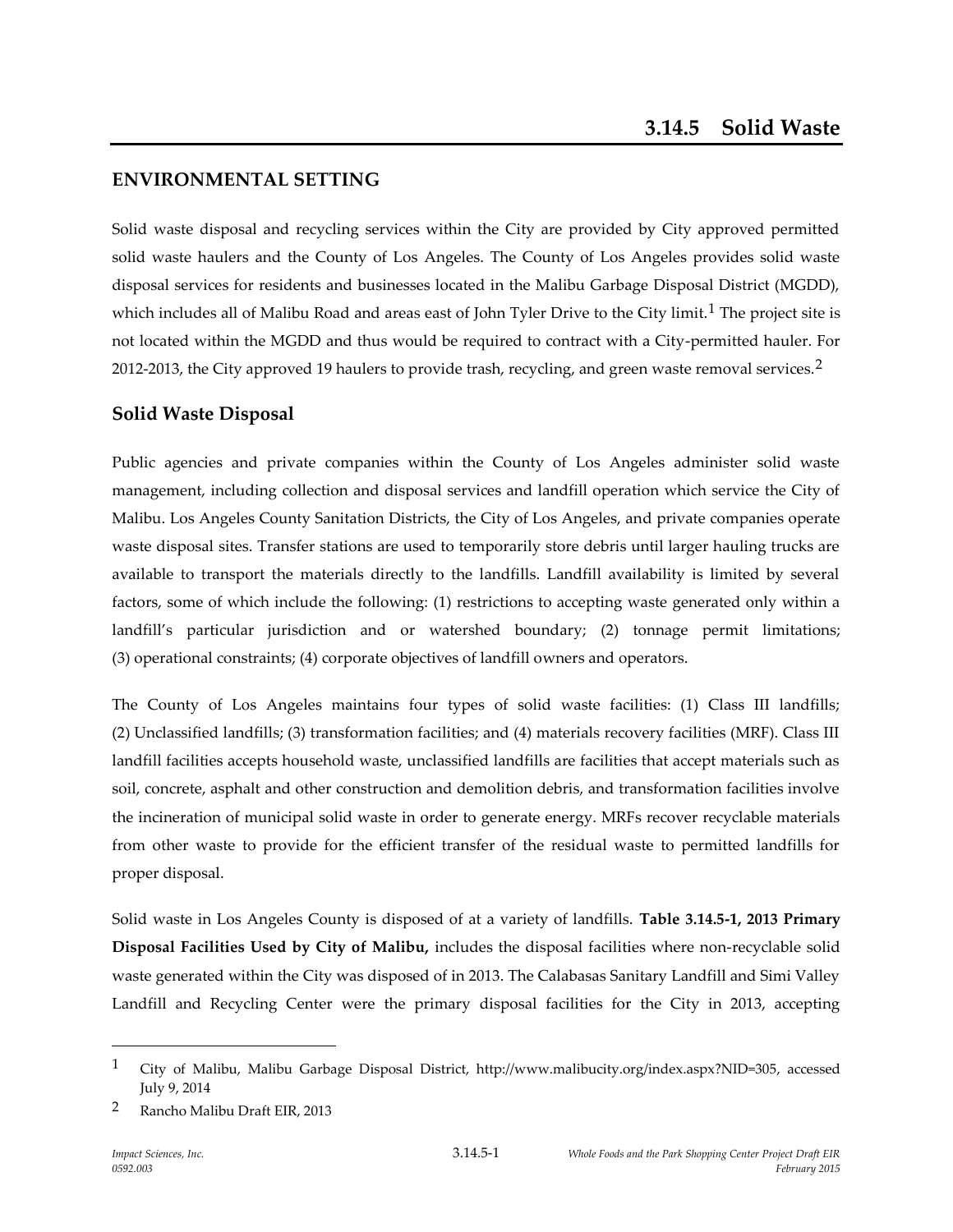# 3.14.5 Solid Waste

## ENVIRONMENTAL SETTING

Solid waste disposal and recycling services within the City are provided by City approved permitted solid waste haulers and the County of Los Angeles. The County of Los Angeles provides solid waste disposal services for residents and businesses located in the Malibu Garbage Disposal District (MGDD), which includes all of Malibu Road and areas east of John Tyler Drive to the City limit.[1] The project site is not located within the MGDD and thus would be required to contract with a City-permitted hauler. For 2012-2013, the City approved 19 haulers to provide trash, recycling, and green waste removal services.[2]

### Solid Waste Disposal

Public agencies and private companies within the County of Los Angeles administer solid waste management, including collection and disposal services and landfill operation which service the City of Malibu. Los Angeles County Sanitation Districts, the City of Los Angeles, and private companies operate waste disposal sites. Transfer stations are used to temporarily store debris until larger hauling trucks are available to transport the materials directly to the landfills. Landfill availability is limited by several factors, some of which include the following: (1) restrictions to accepting waste generated only within a landfill's particular jurisdiction and or watershed boundary; (2) tonnage permit limitations; (3) operational constraints; (4) corporate objectives of landfill owners and operators.

The County of Los Angeles maintains four types of solid waste facilities: (1) Class III landfills; (2) Unclassified landfills; (3) transformation facilities; and (4) materials recovery facilities (MRF). Class III landfill facilities accepts household waste, unclassified landfills are facilities that accept materials such as soil, concrete, asphalt and other construction and demolition debris, and transformation facilities involve the incineration of municipal solid waste in order to generate energy. MRFs recover recyclable materials from other waste to provide for the efficient transfer of the residual waste to permitted landfills for proper disposal.

Solid waste in Los Angeles County is disposed of at a variety of landfills. **Table 3.14.5-1, 2013 Primary Disposal Facilities Used by City of Malibu,** includes the disposal facilities where non-recyclable solid waste generated within the City was disposed of in 2013. The Calabasas Sanitary Landfill and Simi Valley Landfill and Recycling Center were the primary disposal facilities for the City in 2013, accepting

---

1 City of Malibu, Malibu Garbage Disposal District, http://www.malibucity.org/index.aspx?NID=305, accessed July 9, 2014

2 Rancho Malibu Draft EIR, 2013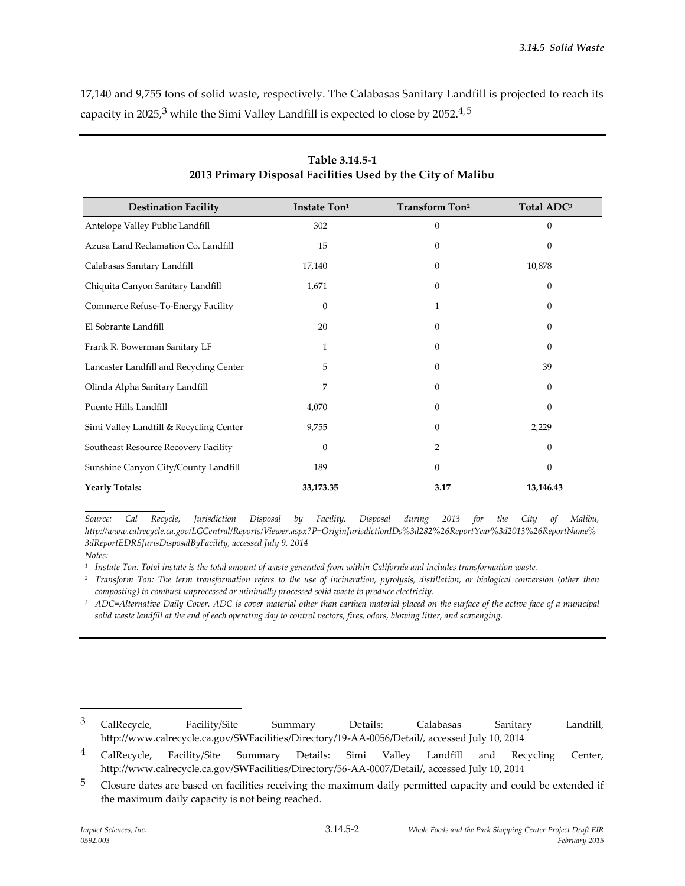17,140 and 9,755 tons of solid waste, respectively. The Calabasas Sanitary Landfill is projected to reach its capacity in 2025,[3] while the Simi Valley Landfill is expected to close by 2052.[4, 5]

**Table 3.14.5-1**
**2013 Primary Disposal Facilities Used by the City of Malibu**

| Destination Facility | Instate Ton[1] | Transform Ton[2] | Total ADC[3] |
|---|---|---|---|
| Antelope Valley Public Landfill | 302 | 0 | 0 |
| Azusa Land Reclamation Co. Landfill | 15 | 0 | 0 |
| Calabasas Sanitary Landfill | 17,140 | 0 | 10,878 |
| Chiquita Canyon Sanitary Landfill | 1,671 | 0 | 0 |
| Commerce Refuse-To-Energy Facility | 0 | 1 | 0 |
| El Sobrante Landfill | 20 | 0 | 0 |
| Frank R. Bowerman Sanitary LF | 1 | 0 | 0 |
| Lancaster Landfill and Recycling Center | 5 | 0 | 39 |
| Olinda Alpha Sanitary Landfill | 7 | 0 | 0 |
| Puente Hills Landfill | 4,070 | 0 | 0 |
| Simi Valley Landfill & Recycling Center | 9,755 | 0 | 2,229 |
| Southeast Resource Recovery Facility | 0 | 2 | 0 |
| Sunshine Canyon City/County Landfill | 189 | 0 | 0 |
| **Yearly Totals:** | **33,173.35** | **3.17** | **13,146.43** |

*Source: Cal Recycle, Jurisdiction Disposal by Facility, Disposal during 2013 for the City of Malibu, http://www.calrecycle.ca.gov/LGCentral/Reports/Viewer.aspx?P=OriginJurisdictionIDs%3d282%26ReportYear%3d2013%26ReportName%3dReportEDRSJurisDisposalByFacility, accessed July 9, 2014*

*Notes:*

[1] *Instate Ton: Total instate is the total amount of waste generated from within California and includes transformation waste.*

[2] *Transform Ton: The term transformation refers to the use of incineration, pyrolysis, distillation, or biological conversion (other than composting) to combust unprocessed or minimally processed solid waste to produce electricity.*

[3] *ADC=Alternative Daily Cover. ADC is cover material other than earthen material placed on the surface of the active face of a municipal solid waste landfill at the end of each operating day to control vectors, fires, odors, blowing litter, and scavenging.*

---

[3] CalRecycle, Facility/Site Summary Details: Calabasas Sanitary Landfill, http://www.calrecycle.ca.gov/SWFacilities/Directory/19-AA-0056/Detail/, accessed July 10, 2014

[4] CalRecycle, Facility/Site Summary Details: Simi Valley Landfill and Recycling Center, http://www.calrecycle.ca.gov/SWFacilities/Directory/56-AA-0007/Detail/, accessed July 10, 2014

[5] Closure dates are based on facilities receiving the maximum daily permitted capacity and could be extended if the maximum daily capacity is not being reached.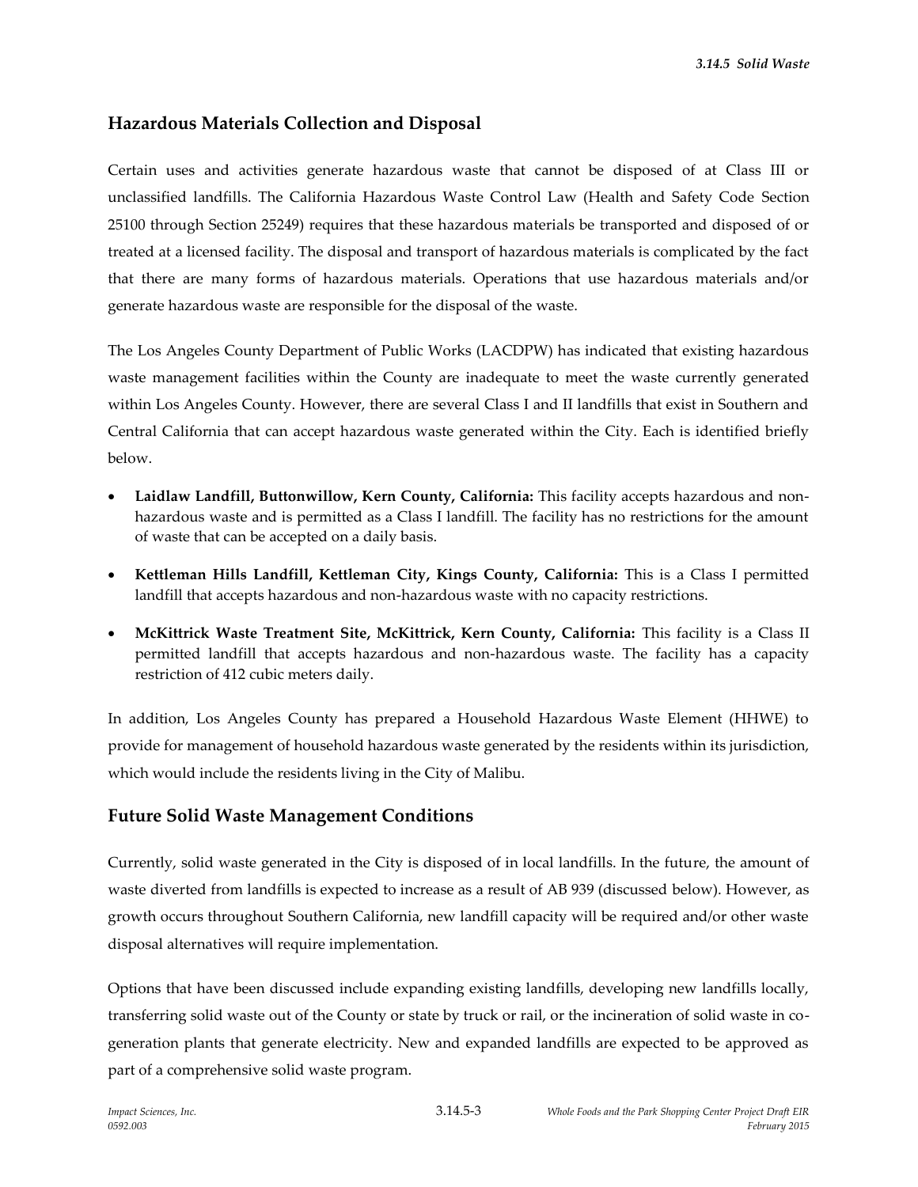## Hazardous Materials Collection and Disposal

Certain uses and activities generate hazardous waste that cannot be disposed of at Class III or unclassified landfills. The California Hazardous Waste Control Law (Health and Safety Code Section 25100 through Section 25249) requires that these hazardous materials be transported and disposed of or treated at a licensed facility. The disposal and transport of hazardous materials is complicated by the fact that there are many forms of hazardous materials. Operations that use hazardous materials and/or generate hazardous waste are responsible for the disposal of the waste.

The Los Angeles County Department of Public Works (LACDPW) has indicated that existing hazardous waste management facilities within the County are inadequate to meet the waste currently generated within Los Angeles County. However, there are several Class I and II landfills that exist in Southern and Central California that can accept hazardous waste generated within the City. Each is identified briefly below.

- **Laidlaw Landfill, Buttonwillow, Kern County, California:** This facility accepts hazardous and non-hazardous waste and is permitted as a Class I landfill. The facility has no restrictions for the amount of waste that can be accepted on a daily basis.
- **Kettleman Hills Landfill, Kettleman City, Kings County, California:** This is a Class I permitted landfill that accepts hazardous and non-hazardous waste with no capacity restrictions.
- **McKittrick Waste Treatment Site, McKittrick, Kern County, California:** This facility is a Class II permitted landfill that accepts hazardous and non-hazardous waste. The facility has a capacity restriction of 412 cubic meters daily.

In addition, Los Angeles County has prepared a Household Hazardous Waste Element (HHWE) to provide for management of household hazardous waste generated by the residents within its jurisdiction, which would include the residents living in the City of Malibu.

## Future Solid Waste Management Conditions

Currently, solid waste generated in the City is disposed of in local landfills. In the future, the amount of waste diverted from landfills is expected to increase as a result of AB 939 (discussed below). However, as growth occurs throughout Southern California, new landfill capacity will be required and/or other waste disposal alternatives will require implementation.

Options that have been discussed include expanding existing landfills, developing new landfills locally, transferring solid waste out of the County or state by truck or rail, or the incineration of solid waste in co-generation plants that generate electricity. New and expanded landfills are expected to be approved as part of a comprehensive solid waste program.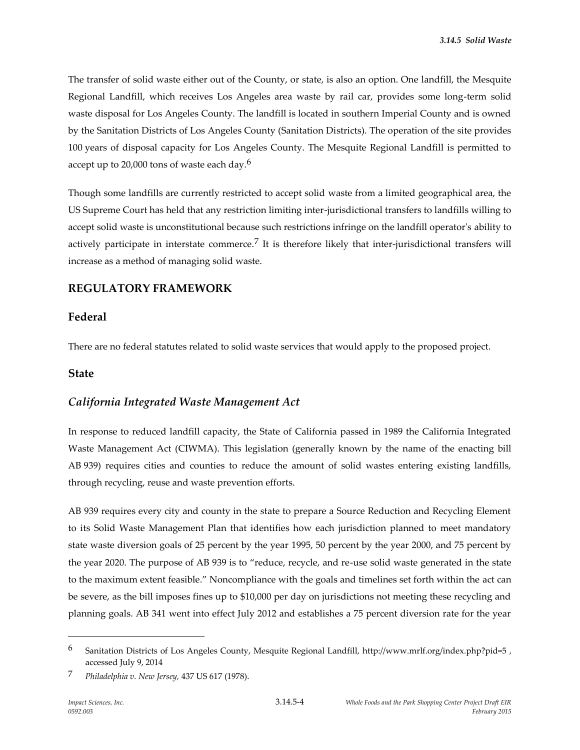The transfer of solid waste either out of the County, or state, is also an option. One landfill, the Mesquite Regional Landfill, which receives Los Angeles area waste by rail car, provides some long-term solid waste disposal for Los Angeles County. The landfill is located in southern Imperial County and is owned by the Sanitation Districts of Los Angeles County (Sanitation Districts). The operation of the site provides 100 years of disposal capacity for Los Angeles County. The Mesquite Regional Landfill is permitted to accept up to 20,000 tons of waste each day.[6]

Though some landfills are currently restricted to accept solid waste from a limited geographical area, the US Supreme Court has held that any restriction limiting inter-jurisdictional transfers to landfills willing to accept solid waste is unconstitutional because such restrictions infringe on the landfill operator's ability to actively participate in interstate commerce.[7] It is therefore likely that inter-jurisdictional transfers will increase as a method of managing solid waste.

## REGULATORY FRAMEWORK

### Federal

There are no federal statutes related to solid waste services that would apply to the proposed project.

### State

### *California Integrated Waste Management Act*

In response to reduced landfill capacity, the State of California passed in 1989 the California Integrated Waste Management Act (CIWMA). This legislation (generally known by the name of the enacting bill AB 939) requires cities and counties to reduce the amount of solid wastes entering existing landfills, through recycling, reuse and waste prevention efforts.

AB 939 requires every city and county in the state to prepare a Source Reduction and Recycling Element to its Solid Waste Management Plan that identifies how each jurisdiction planned to meet mandatory state waste diversion goals of 25 percent by the year 1995, 50 percent by the year 2000, and 75 percent by the year 2020. The purpose of AB 939 is to "reduce, recycle, and re-use solid waste generated in the state to the maximum extent feasible." Noncompliance with the goals and timelines set forth within the act can be severe, as the bill imposes fines up to $10,000 per day on jurisdictions not meeting these recycling and planning goals. AB 341 went into effect July 2012 and establishes a 75 percent diversion rate for the year

---

6 Sanitation Districts of Los Angeles County, Mesquite Regional Landfill, http://www.mrlf.org/index.php?pid=5 , accessed July 9, 2014

7 *Philadelphia v. New Jersey*, 437 US 617 (1978).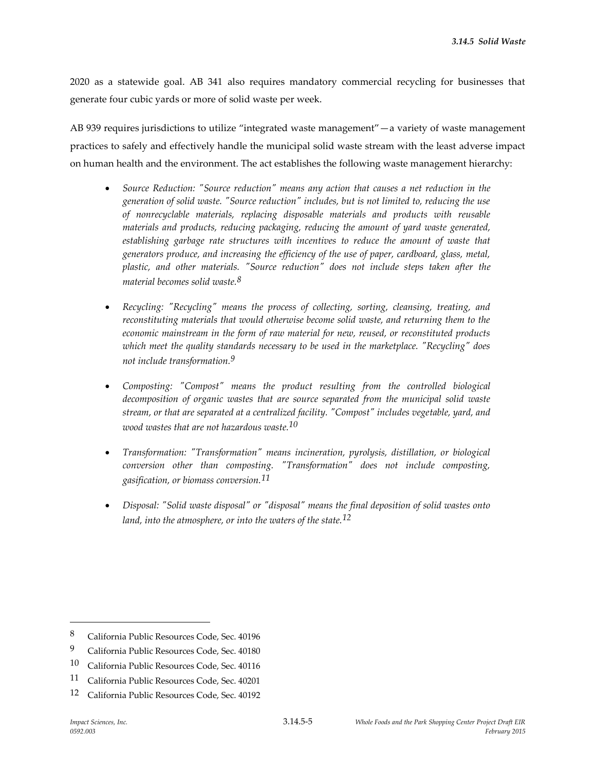2020 as a statewide goal. AB 341 also requires mandatory commercial recycling for businesses that generate four cubic yards or more of solid waste per week.

AB 939 requires jurisdictions to utilize "integrated waste management"—a variety of waste management practices to safely and effectively handle the municipal solid waste stream with the least adverse impact on human health and the environment. The act establishes the following waste management hierarchy:

- *Source Reduction: "Source reduction" means any action that causes a net reduction in the generation of solid waste. "Source reduction" includes, but is not limited to, reducing the use of nonrecyclable materials, replacing disposable materials and products with reusable materials and products, reducing packaging, reducing the amount of yard waste generated, establishing garbage rate structures with incentives to reduce the amount of waste that generators produce, and increasing the efficiency of the use of paper, cardboard, glass, metal, plastic, and other materials. "Source reduction" does not include steps taken after the material becomes solid waste.*[8]

- *Recycling: "Recycling" means the process of collecting, sorting, cleansing, treating, and reconstituting materials that would otherwise become solid waste, and returning them to the economic mainstream in the form of raw material for new, reused, or reconstituted products which meet the quality standards necessary to be used in the marketplace. "Recycling" does not include transformation.*[9]

- *Composting: "Compost" means the product resulting from the controlled biological decomposition of organic wastes that are source separated from the municipal solid waste stream, or that are separated at a centralized facility. "Compost" includes vegetable, yard, and wood wastes that are not hazardous waste.*[10]

- *Transformation: "Transformation" means incineration, pyrolysis, distillation, or biological conversion other than composting. "Transformation" does not include composting, gasification, or biomass conversion.*[11]

- *Disposal: "Solid waste disposal" or "disposal" means the final deposition of solid wastes onto land, into the atmosphere, or into the waters of the state.*[12]

---

[8] California Public Resources Code, Sec. 40196

[9] California Public Resources Code, Sec. 40180

[10] California Public Resources Code, Sec. 40116

[11] California Public Resources Code, Sec. 40201

[12] California Public Resources Code, Sec. 40192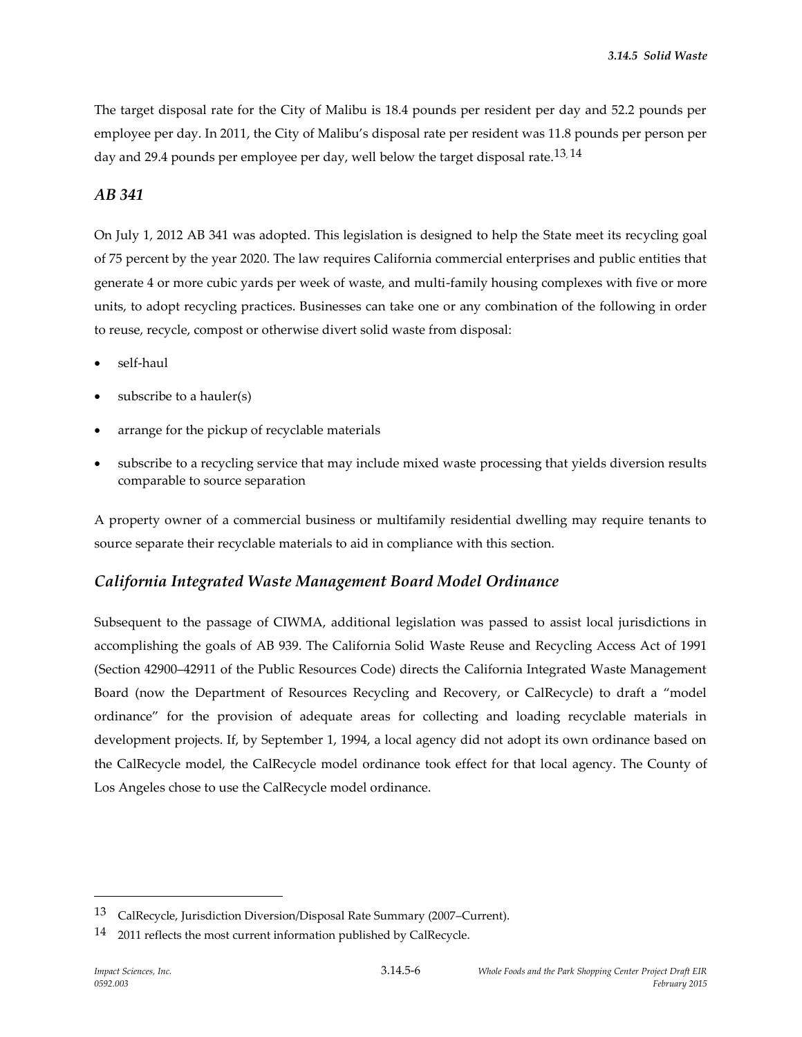The target disposal rate for the City of Malibu is 18.4 pounds per resident per day and 52.2 pounds per employee per day. In 2011, the City of Malibu's disposal rate per resident was 11.8 pounds per person per day and 29.4 pounds per employee per day, well below the target disposal rate.[13, 14]

### *AB 341*

On July 1, 2012 AB 341 was adopted. This legislation is designed to help the State meet its recycling goal of 75 percent by the year 2020. The law requires California commercial enterprises and public entities that generate 4 or more cubic yards per week of waste, and multi-family housing complexes with five or more units, to adopt recycling practices. Businesses can take one or any combination of the following in order to reuse, recycle, compost or otherwise divert solid waste from disposal:

- self-haul
- subscribe to a hauler(s)
- arrange for the pickup of recyclable materials
- subscribe to a recycling service that may include mixed waste processing that yields diversion results comparable to source separation

A property owner of a commercial business or multifamily residential dwelling may require tenants to source separate their recyclable materials to aid in compliance with this section.

### *California Integrated Waste Management Board Model Ordinance*

Subsequent to the passage of CIWMA, additional legislation was passed to assist local jurisdictions in accomplishing the goals of AB 939. The California Solid Waste Reuse and Recycling Access Act of 1991 (Section 42900–42911 of the Public Resources Code) directs the California Integrated Waste Management Board (now the Department of Resources Recycling and Recovery, or CalRecycle) to draft a "model ordinance" for the provision of adequate areas for collecting and loading recyclable materials in development projects. If, by September 1, 1994, a local agency did not adopt its own ordinance based on the CalRecycle model, the CalRecycle model ordinance took effect for that local agency. The County of Los Angeles chose to use the CalRecycle model ordinance.

---

[13] CalRecycle, Jurisdiction Diversion/Disposal Rate Summary (2007–Current).

[14] 2011 reflects the most current information published by CalRecycle.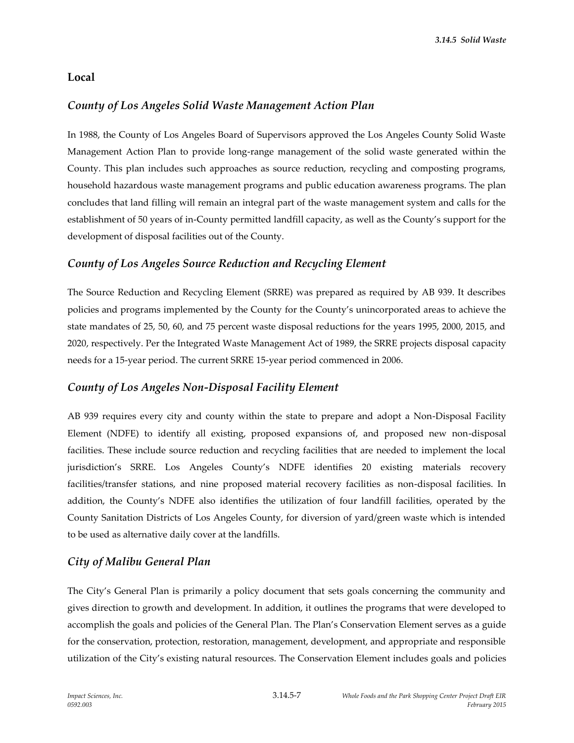## Local

### *County of Los Angeles Solid Waste Management Action Plan*

In 1988, the County of Los Angeles Board of Supervisors approved the Los Angeles County Solid Waste Management Action Plan to provide long-range management of the solid waste generated within the County. This plan includes such approaches as source reduction, recycling and composting programs, household hazardous waste management programs and public education awareness programs. The plan concludes that land filling will remain an integral part of the waste management system and calls for the establishment of 50 years of in-County permitted landfill capacity, as well as the County's support for the development of disposal facilities out of the County.

### *County of Los Angeles Source Reduction and Recycling Element*

The Source Reduction and Recycling Element (SRRE) was prepared as required by AB 939. It describes policies and programs implemented by the County for the County's unincorporated areas to achieve the state mandates of 25, 50, 60, and 75 percent waste disposal reductions for the years 1995, 2000, 2015, and 2020, respectively. Per the Integrated Waste Management Act of 1989, the SRRE projects disposal capacity needs for a 15-year period. The current SRRE 15-year period commenced in 2006.

### *County of Los Angeles Non-Disposal Facility Element*

AB 939 requires every city and county within the state to prepare and adopt a Non-Disposal Facility Element (NDFE) to identify all existing, proposed expansions of, and proposed new non-disposal facilities. These include source reduction and recycling facilities that are needed to implement the local jurisdiction's SRRE. Los Angeles County's NDFE identifies 20 existing materials recovery facilities/transfer stations, and nine proposed material recovery facilities as non-disposal facilities. In addition, the County's NDFE also identifies the utilization of four landfill facilities, operated by the County Sanitation Districts of Los Angeles County, for diversion of yard/green waste which is intended to be used as alternative daily cover at the landfills.

### *City of Malibu General Plan*

The City's General Plan is primarily a policy document that sets goals concerning the community and gives direction to growth and development. In addition, it outlines the programs that were developed to accomplish the goals and policies of the General Plan. The Plan's Conservation Element serves as a guide for the conservation, protection, restoration, management, development, and appropriate and responsible utilization of the City's existing natural resources. The Conservation Element includes goals and policies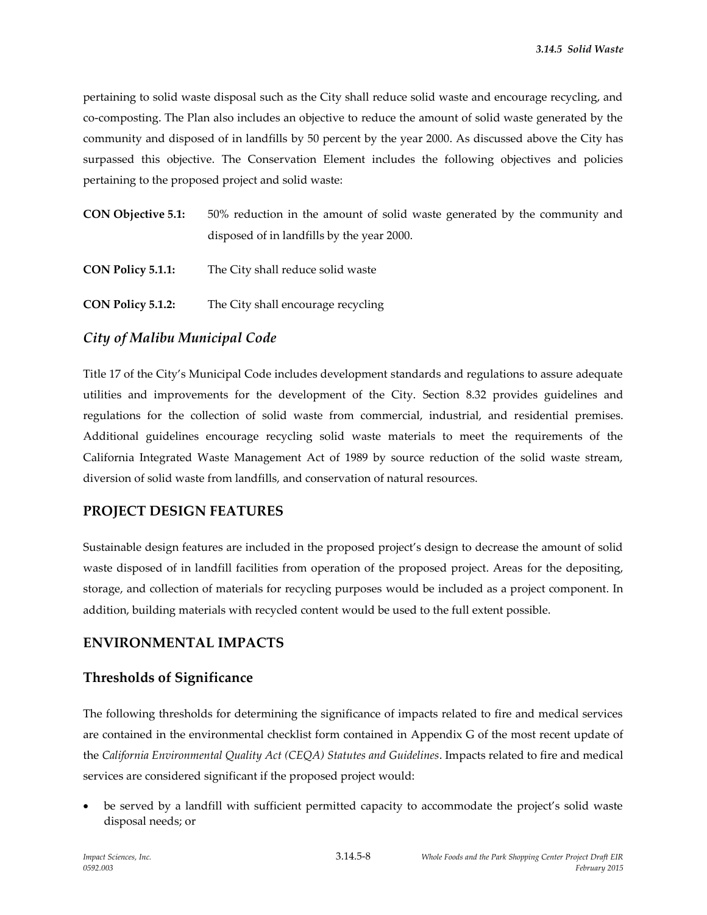pertaining to solid waste disposal such as the City shall reduce solid waste and encourage recycling, and co-composting. The Plan also includes an objective to reduce the amount of solid waste generated by the community and disposed of in landfills by 50 percent by the year 2000. As discussed above the City has surpassed this objective. The Conservation Element includes the following objectives and policies pertaining to the proposed project and solid waste:

**CON Objective 5.1:** 50% reduction in the amount of solid waste generated by the community and disposed of in landfills by the year 2000.

**CON Policy 5.1.1:** The City shall reduce solid waste

**CON Policy 5.1.2:** The City shall encourage recycling

### *City of Malibu Municipal Code*

Title 17 of the City's Municipal Code includes development standards and regulations to assure adequate utilities and improvements for the development of the City. Section 8.32 provides guidelines and regulations for the collection of solid waste from commercial, industrial, and residential premises. Additional guidelines encourage recycling solid waste materials to meet the requirements of the California Integrated Waste Management Act of 1989 by source reduction of the solid waste stream, diversion of solid waste from landfills, and conservation of natural resources.

## PROJECT DESIGN FEATURES

Sustainable design features are included in the proposed project's design to decrease the amount of solid waste disposed of in landfill facilities from operation of the proposed project. Areas for the depositing, storage, and collection of materials for recycling purposes would be included as a project component. In addition, building materials with recycled content would be used to the full extent possible.

## ENVIRONMENTAL IMPACTS

### Thresholds of Significance

The following thresholds for determining the significance of impacts related to fire and medical services are contained in the environmental checklist form contained in Appendix G of the most recent update of the *California Environmental Quality Act (CEQA) Statutes and Guidelines*. Impacts related to fire and medical services are considered significant if the proposed project would:

- be served by a landfill with sufficient permitted capacity to accommodate the project's solid waste disposal needs; or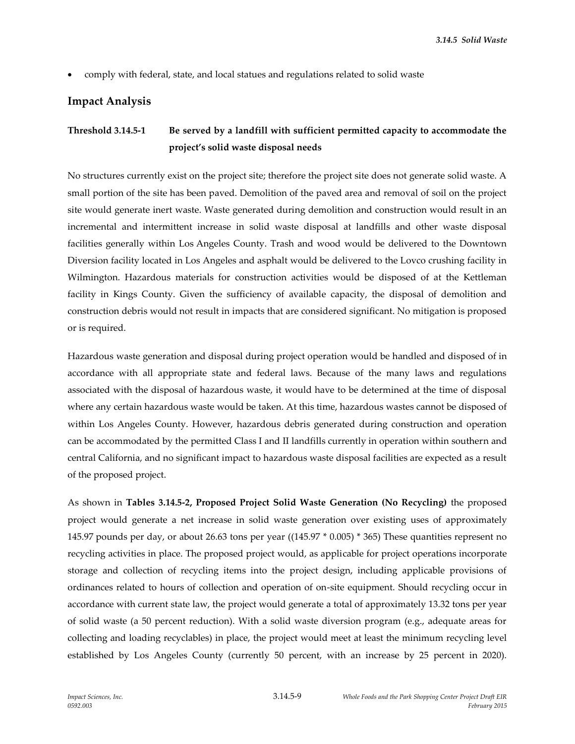- comply with federal, state, and local statues and regulations related to solid waste

## Impact Analysis

### Threshold 3.14.5-1 Be served by a landfill with sufficient permitted capacity to accommodate the project's solid waste disposal needs

No structures currently exist on the project site; therefore the project site does not generate solid waste. A small portion of the site has been paved. Demolition of the paved area and removal of soil on the project site would generate inert waste. Waste generated during demolition and construction would result in an incremental and intermittent increase in solid waste disposal at landfills and other waste disposal facilities generally within Los Angeles County. Trash and wood would be delivered to the Downtown Diversion facility located in Los Angeles and asphalt would be delivered to the Lovco crushing facility in Wilmington. Hazardous materials for construction activities would be disposed of at the Kettleman facility in Kings County. Given the sufficiency of available capacity, the disposal of demolition and construction debris would not result in impacts that are considered significant. No mitigation is proposed or is required.

Hazardous waste generation and disposal during project operation would be handled and disposed of in accordance with all appropriate state and federal laws. Because of the many laws and regulations associated with the disposal of hazardous waste, it would have to be determined at the time of disposal where any certain hazardous waste would be taken. At this time, hazardous wastes cannot be disposed of within Los Angeles County. However, hazardous debris generated during construction and operation can be accommodated by the permitted Class I and II landfills currently in operation within southern and central California, and no significant impact to hazardous waste disposal facilities are expected as a result of the proposed project.

As shown in **Tables 3.14.5-2, Proposed Project Solid Waste Generation (No Recycling)** the proposed project would generate a net increase in solid waste generation over existing uses of approximately 145.97 pounds per day, or about 26.63 tons per year ((145.97 * 0.005) * 365) These quantities represent no recycling activities in place. The proposed project would, as applicable for project operations incorporate storage and collection of recycling items into the project design, including applicable provisions of ordinances related to hours of collection and operation of on-site equipment. Should recycling occur in accordance with current state law, the project would generate a total of approximately 13.32 tons per year of solid waste (a 50 percent reduction). With a solid waste diversion program (e.g., adequate areas for collecting and loading recyclables) in place, the project would meet at least the minimum recycling level established by Los Angeles County (currently 50 percent, with an increase by 25 percent in 2020).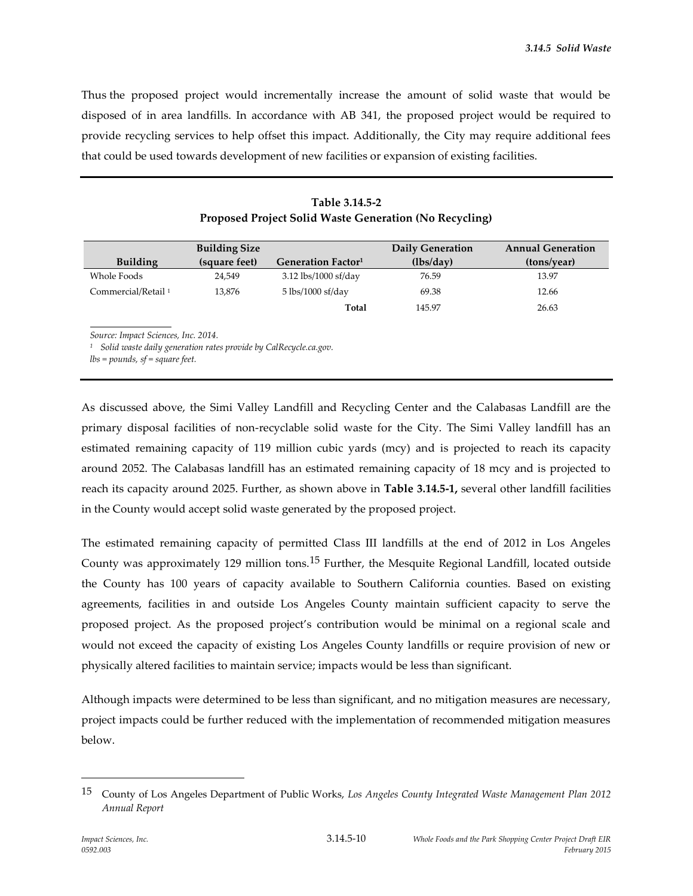Thus the proposed project would incrementally increase the amount of solid waste that would be disposed of in area landfills. In accordance with AB 341, the proposed project would be required to provide recycling services to help offset this impact. Additionally, the City may require additional fees that could be used towards development of new facilities or expansion of existing facilities.

**Table 3.14.5-2**
**Proposed Project Solid Waste Generation (No Recycling)**

| Building | Building Size (square feet) | Generation Factor[1] | Daily Generation (lbs/day) | Annual Generation (tons/year) |
|---|---|---|---|---|
| Whole Foods | 24,549 | 3.12 lbs/1000 sf/day | 76.59 | 13.97 |
| Commercial/Retail [1] | 13,876 | 5 lbs/1000 sf/day | 69.38 | 12.66 |
| | | **Total** | 145.97 | 26.63 |

*Source: Impact Sciences, Inc. 2014.*
*[1] Solid waste daily generation rates provide by CalRecycle.ca.gov.*
*lbs = pounds, sf = square feet.*

As discussed above, the Simi Valley Landfill and Recycling Center and the Calabasas Landfill are the primary disposal facilities of non-recyclable solid waste for the City. The Simi Valley landfill has an estimated remaining capacity of 119 million cubic yards (mcy) and is projected to reach its capacity around 2052. The Calabasas landfill has an estimated remaining capacity of 18 mcy and is projected to reach its capacity around 2025. Further, as shown above in **Table 3.14.5-1,** several other landfill facilities in the County would accept solid waste generated by the proposed project.

The estimated remaining capacity of permitted Class III landfills at the end of 2012 in Los Angeles County was approximately 129 million tons.[15] Further, the Mesquite Regional Landfill, located outside the County has 100 years of capacity available to Southern California counties. Based on existing agreements, facilities in and outside Los Angeles County maintain sufficient capacity to serve the proposed project. As the proposed project's contribution would be minimal on a regional scale and would not exceed the capacity of existing Los Angeles County landfills or require provision of new or physically altered facilities to maintain service; impacts would be less than significant.

Although impacts were determined to be less than significant, and no mitigation measures are necessary, project impacts could be further reduced with the implementation of recommended mitigation measures below.

---

15 County of Los Angeles Department of Public Works, *Los Angeles County Integrated Waste Management Plan 2012 Annual Report*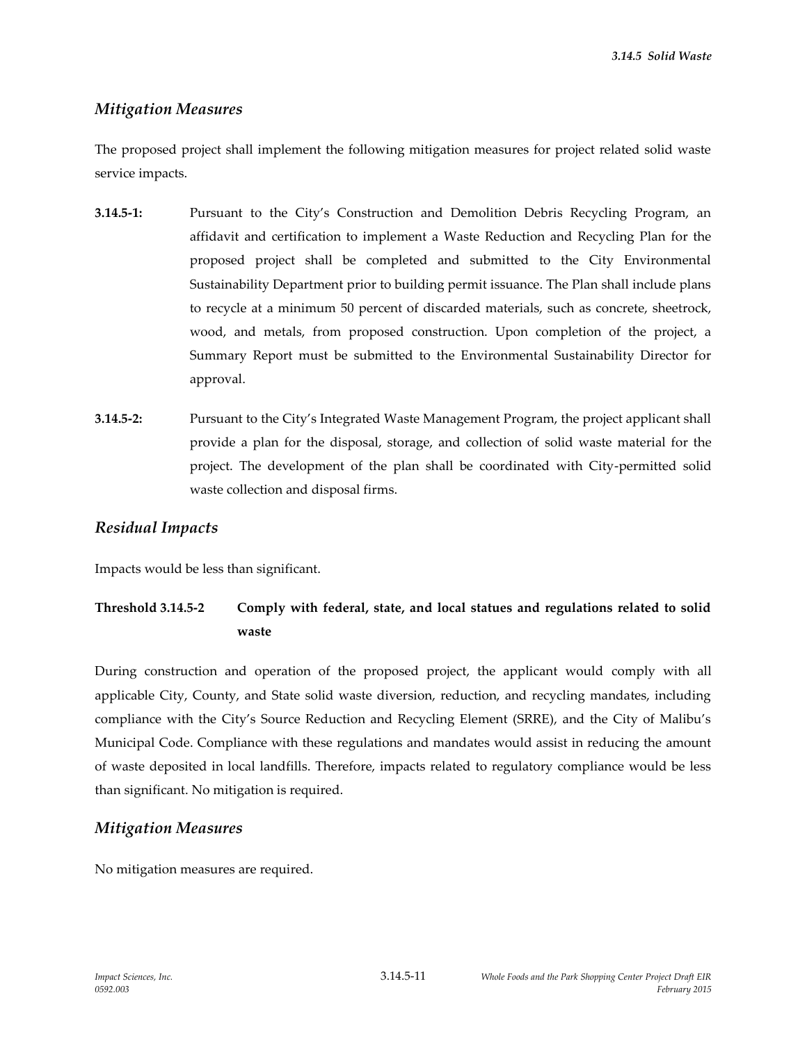## *Mitigation Measures*

The proposed project shall implement the following mitigation measures for project related solid waste service impacts.

**3.14.5-1:** Pursuant to the City's Construction and Demolition Debris Recycling Program, an affidavit and certification to implement a Waste Reduction and Recycling Plan for the proposed project shall be completed and submitted to the City Environmental Sustainability Department prior to building permit issuance. The Plan shall include plans to recycle at a minimum 50 percent of discarded materials, such as concrete, sheetrock, wood, and metals, from proposed construction. Upon completion of the project, a Summary Report must be submitted to the Environmental Sustainability Director for approval.

**3.14.5-2:** Pursuant to the City's Integrated Waste Management Program, the project applicant shall provide a plan for the disposal, storage, and collection of solid waste material for the project. The development of the plan shall be coordinated with City-permitted solid waste collection and disposal firms.

## *Residual Impacts*

Impacts would be less than significant.

**Threshold 3.14.5-2 Comply with federal, state, and local statues and regulations related to solid waste**

During construction and operation of the proposed project, the applicant would comply with all applicable City, County, and State solid waste diversion, reduction, and recycling mandates, including compliance with the City's Source Reduction and Recycling Element (SRRE), and the City of Malibu's Municipal Code. Compliance with these regulations and mandates would assist in reducing the amount of waste deposited in local landfills. Therefore, impacts related to regulatory compliance would be less than significant. No mitigation is required.

## *Mitigation Measures*

No mitigation measures are required.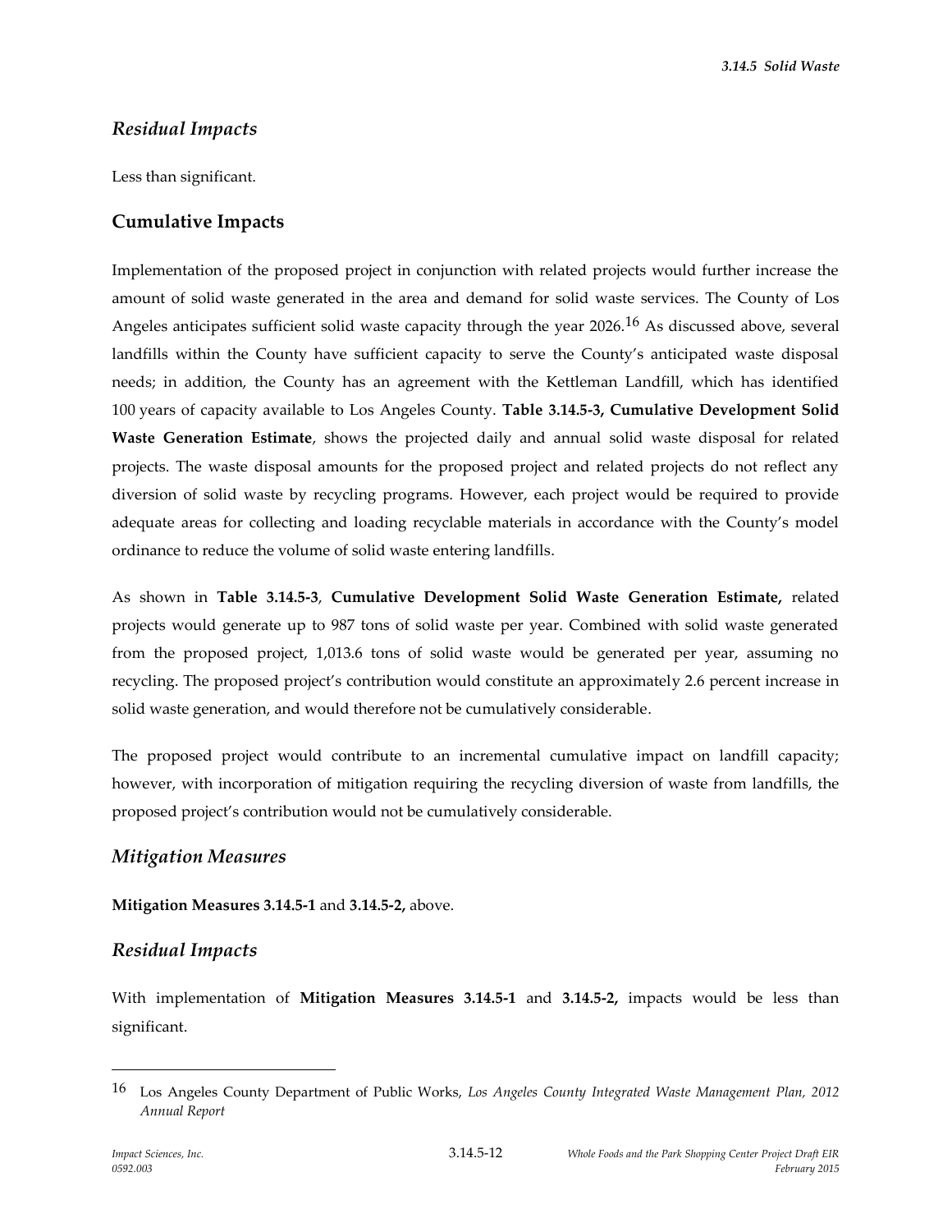### *Residual Impacts*

Less than significant.

## Cumulative Impacts

Implementation of the proposed project in conjunction with related projects would further increase the amount of solid waste generated in the area and demand for solid waste services. The County of Los Angeles anticipates sufficient solid waste capacity through the year 2026.[16] As discussed above, several landfills within the County have sufficient capacity to serve the County's anticipated waste disposal needs; in addition, the County has an agreement with the Kettleman Landfill, which has identified 100 years of capacity available to Los Angeles County. **Table 3.14.5-3, Cumulative Development Solid Waste Generation Estimate**, shows the projected daily and annual solid waste disposal for related projects. The waste disposal amounts for the proposed project and related projects do not reflect any diversion of solid waste by recycling programs. However, each project would be required to provide adequate areas for collecting and loading recyclable materials in accordance with the County's model ordinance to reduce the volume of solid waste entering landfills.

As shown in **Table 3.14.5-3**, **Cumulative Development Solid Waste Generation Estimate,** related projects would generate up to 987 tons of solid waste per year. Combined with solid waste generated from the proposed project, 1,013.6 tons of solid waste would be generated per year, assuming no recycling. The proposed project's contribution would constitute an approximately 2.6 percent increase in solid waste generation, and would therefore not be cumulatively considerable.

The proposed project would contribute to an incremental cumulative impact on landfill capacity; however, with incorporation of mitigation requiring the recycling diversion of waste from landfills, the proposed project's contribution would not be cumulatively considerable.

### *Mitigation Measures*

**Mitigation Measures 3.14.5-1** and **3.14.5-2,** above.

### *Residual Impacts*

With implementation of **Mitigation Measures 3.14.5-1** and **3.14.5-2,** impacts would be less than significant.

---

[16] Los Angeles County Department of Public Works, *Los Angeles County Integrated Waste Management Plan, 2012 Annual Report*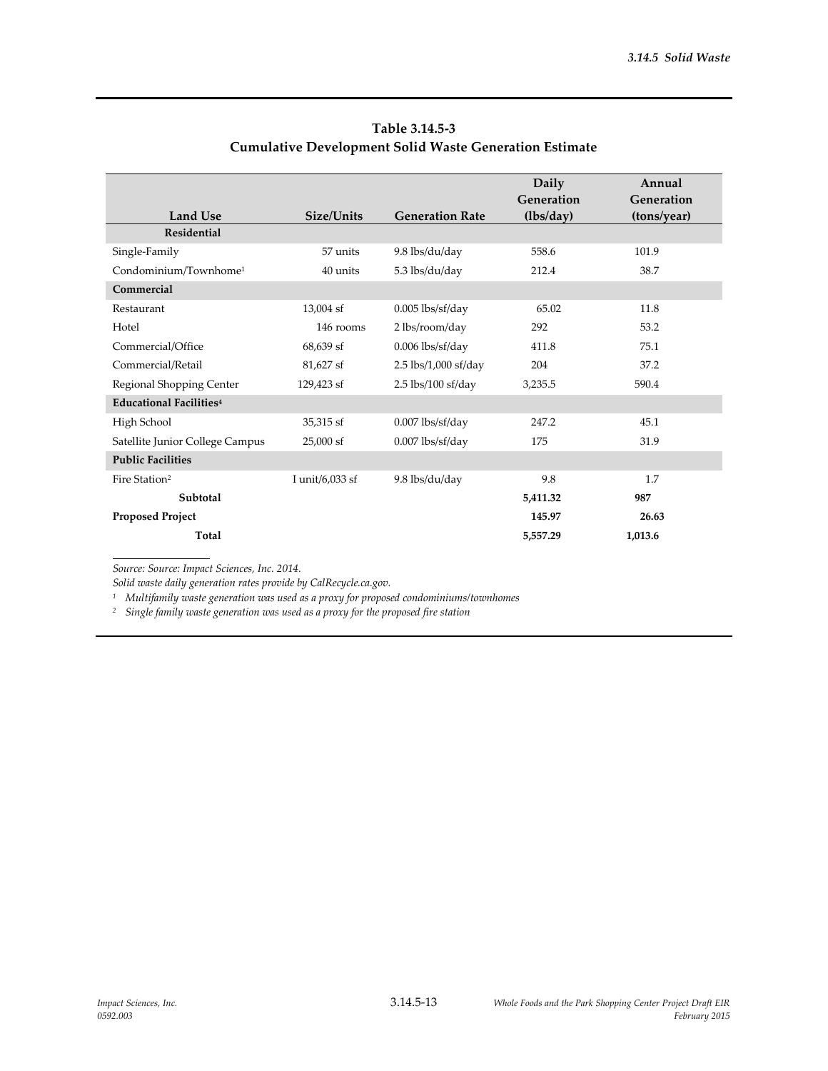**Table 3.14.5-3**
**Cumulative Development Solid Waste Generation Estimate**

| Land Use | Size/Units | Generation Rate | Daily Generation (lbs/day) | Annual Generation (tons/year) |
|---|---|---|---|---|
| **Residential** | | | | |
| Single-Family | 57 units | 9.8 lbs/du/day | 558.6 | 101.9 |
| Condominium/Townhome[1] | 40 units | 5.3 lbs/du/day | 212.4 | 38.7 |
| **Commercial** | | | | |
| Restaurant | 13,004 sf | 0.005 lbs/sf/day | 65.02 | 11.8 |
| Hotel | 146 rooms | 2 lbs/room/day | 292 | 53.2 |
| Commercial/Office | 68,639 sf | 0.006 lbs/sf/day | 411.8 | 75.1 |
| Commercial/Retail | 81,627 sf | 2.5 lbs/1,000 sf/day | 204 | 37.2 |
| Regional Shopping Center | 129,423 sf | 2.5 lbs/100 sf/day | 3,235.5 | 590.4 |
| **Educational Facilities[4]** | | | | |
| High School | 35,315 sf | 0.007 lbs/sf/day | 247.2 | 45.1 |
| Satellite Junior College Campus | 25,000 sf | 0.007 lbs/sf/day | 175 | 31.9 |
| **Public Facilities** | | | | |
| Fire Station[2] | I unit/6,033 sf | 9.8 lbs/du/day | 9.8 | 1.7 |
| **Subtotal** | | | **5,411.32** | **987** |
| **Proposed Project** | | | **145.97** | **26.63** |
| **Total** | | | **5,557.29** | **1,013.6** |

*Source: Source: Impact Sciences, Inc. 2014.*

*Solid waste daily generation rates provide by CalRecycle.ca.gov.*

[1] *Multifamily waste generation was used as a proxy for proposed condominiums/townhomes*

[2] *Single family waste generation was used as a proxy for the proposed fire station*